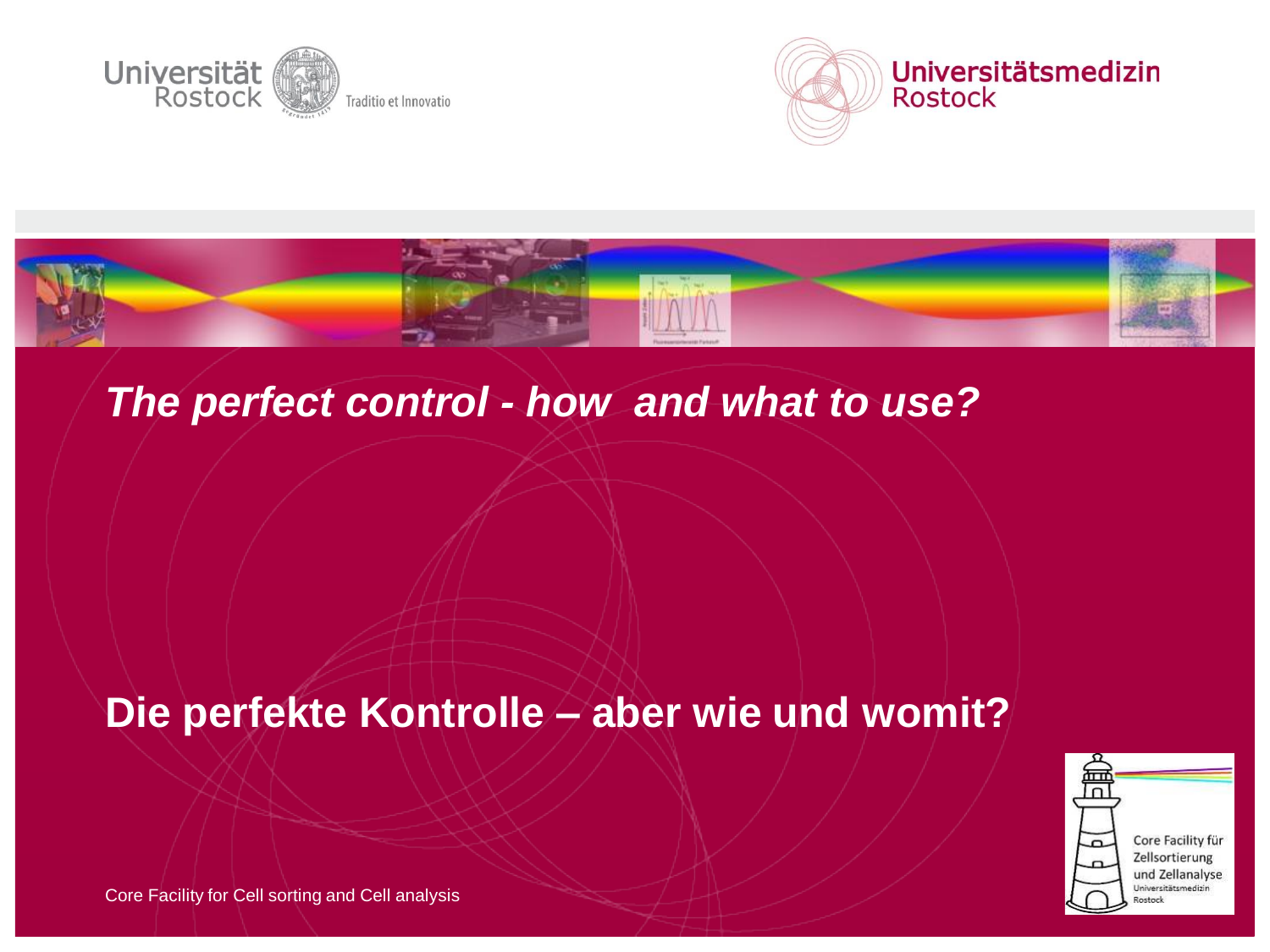Universität Rostock

Traditio et Innovatio

Universitätsmedizin Rostock

# *The perfect control - how and what to use?*

# Die perfekte Kontrolle – aber wie und womit?

Core Facility für Zellsortierung und Zellanalyse

Universitätsmedizin Rostock

Core Facility for Cell sorting and Cell analysis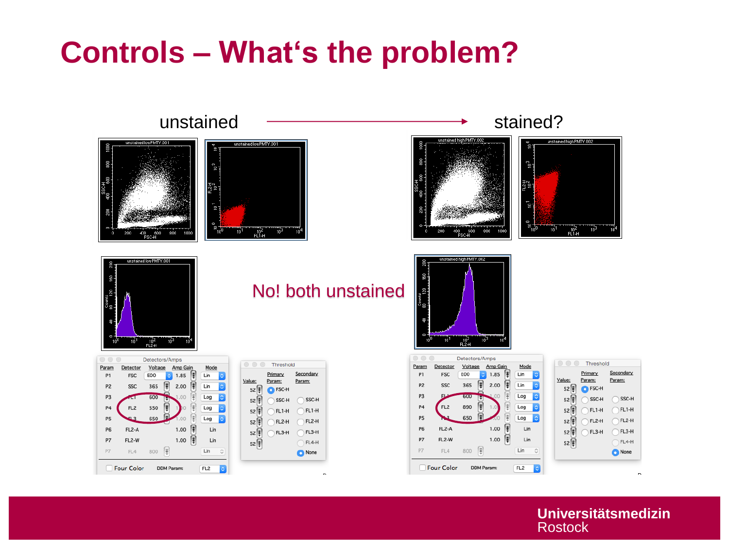# Controls – What‘s the problem?

unstained → stained?

No! both unstained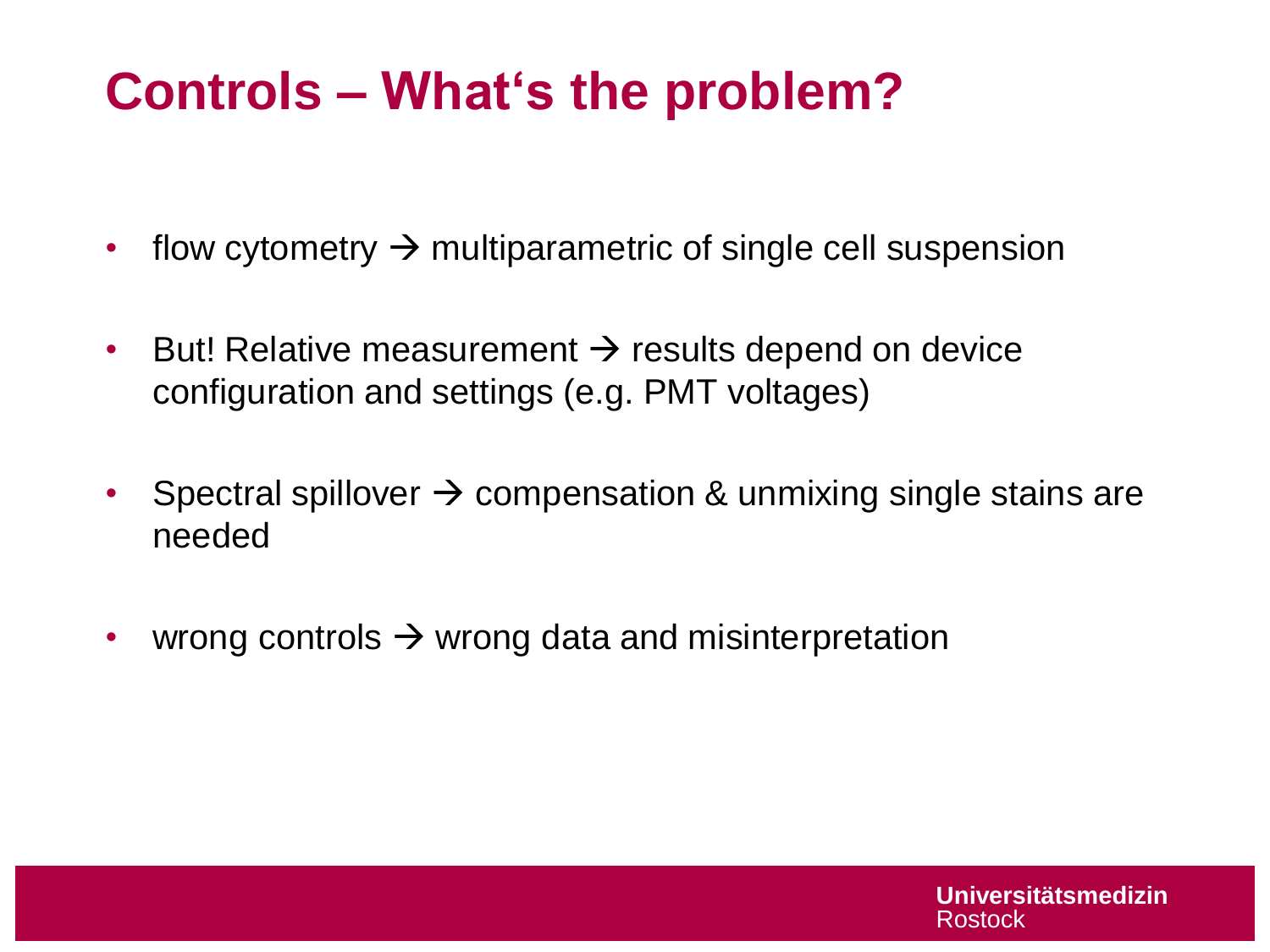# Controls – What‘s the problem?

- flow cytometry → multiparametric of single cell suspension
- But! Relative measurement → results depend on device configuration and settings (e.g. PMT voltages)
- Spectral spillover → compensation & unmixing single stains are needed
- wrong controls → wrong data and misinterpretation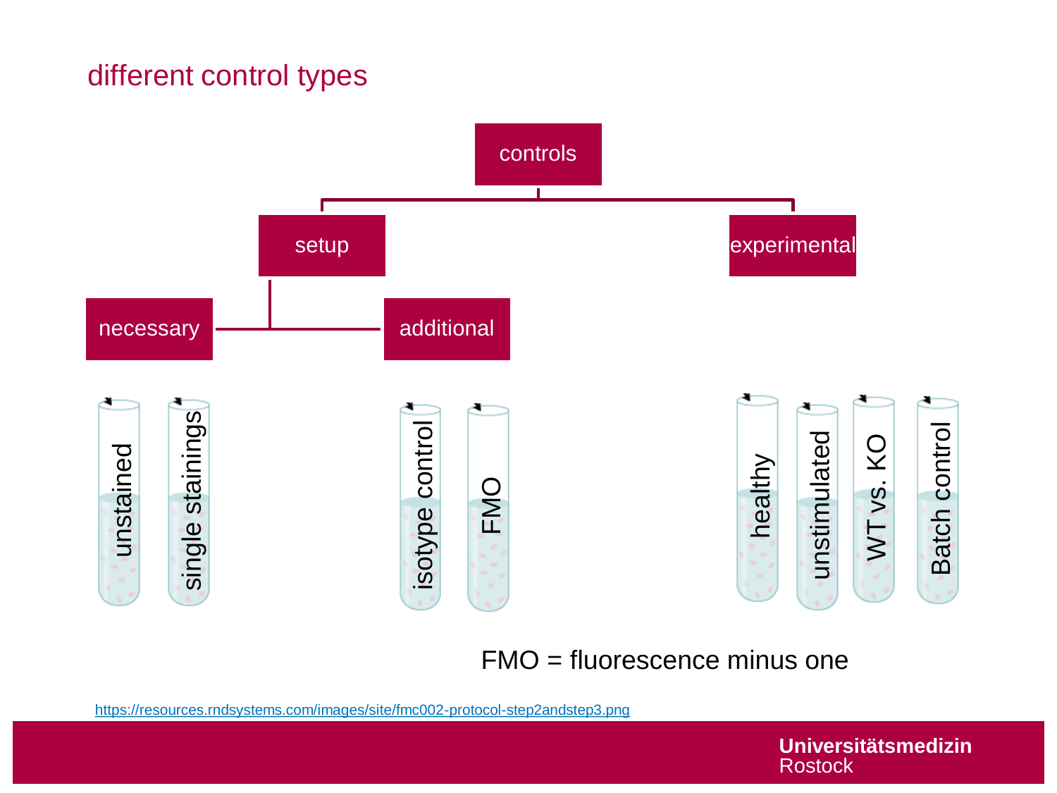# different control types

- controls
  - setup
    - necessary
      - unstained
      - single stainings
    - additional
      - isotype control
      - FMO
  - experimental
    - healthy
    - unstimulated
    - WT vs. KO
    - Batch control

FMO = fluorescence minus one

https://resources.rndsystems.com/images/site/fmc002-protocol-step2andstep3.png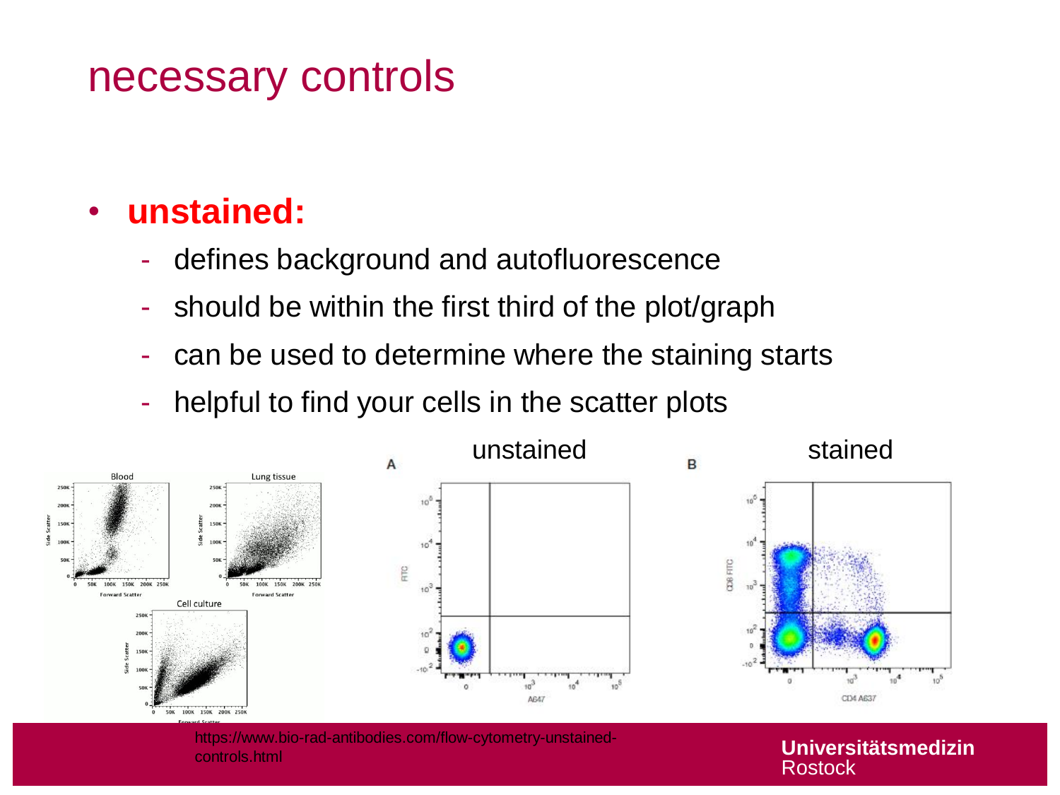# necessary controls

- **unstained:**
  - defines background and autofluorescence
  - should be within the first third of the plot/graph
  - can be used to determine where the staining starts
  - helpful to find your cells in the scatter plots

unstained

stained

https://www.bio-rad-antibodies.com/flow-cytometry-unstained-controls.html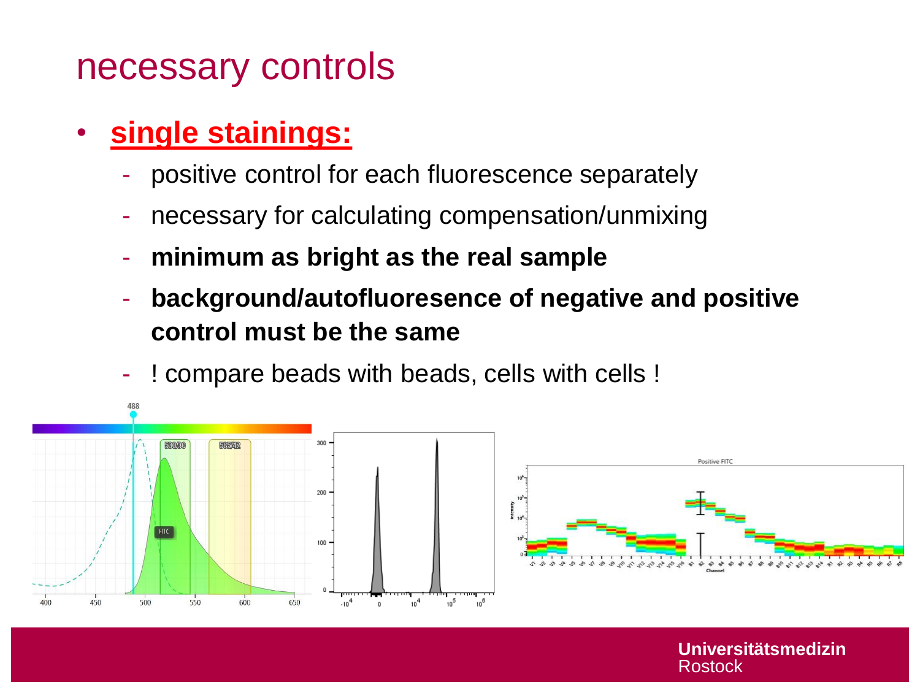# necessary controls

- **single stainings:**
  - positive control for each fluorescence separately
  - necessary for calculating compensation/unmixing
  - **minimum as bright as the real sample**
  - **background/autofluoresence of negative and positive control must be the same**
  - ! compare beads with beads, cells with cells !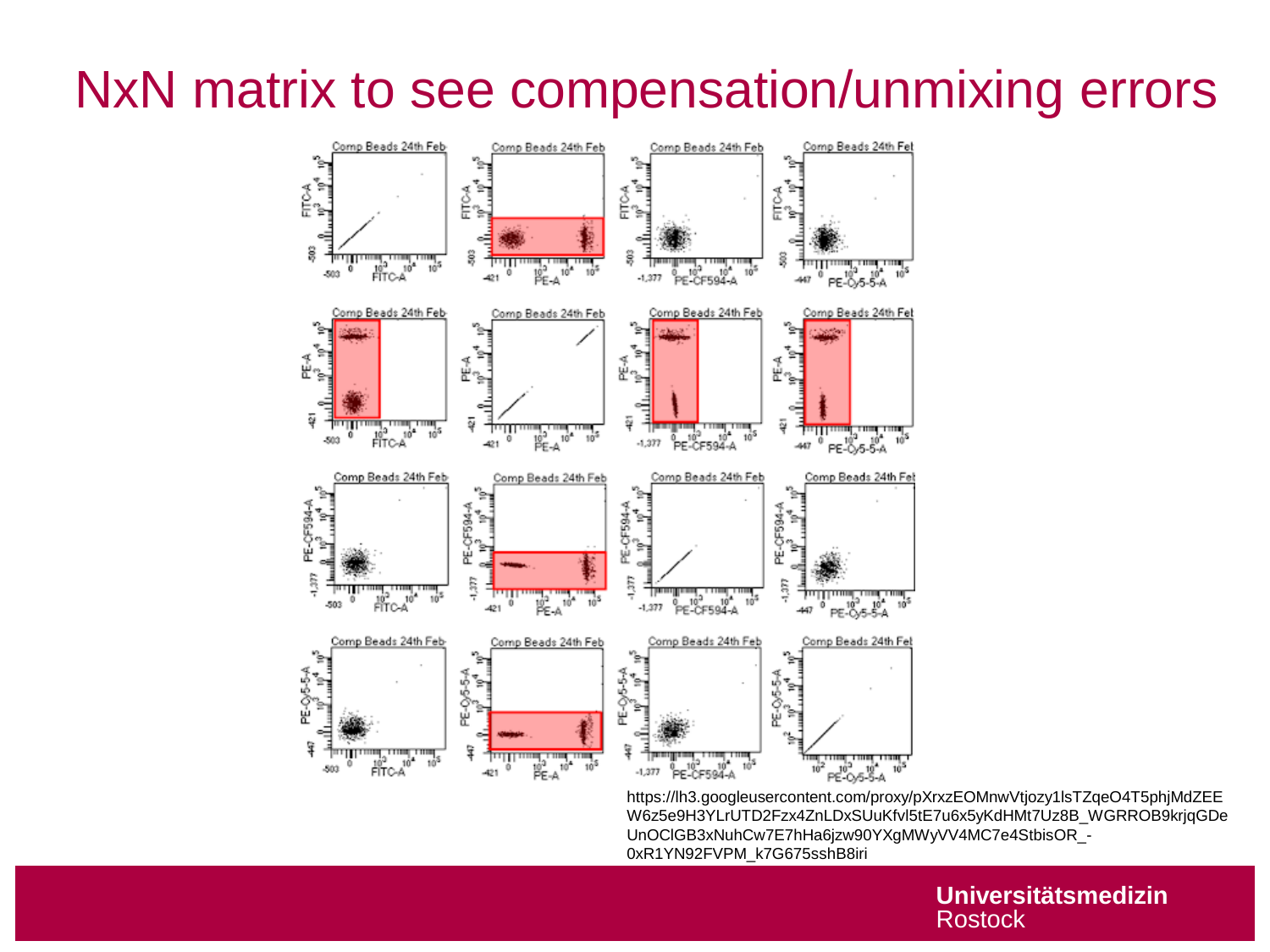# NxN matrix to see compensation/unmixing errors

https://lh3.googleusercontent.com/proxy/pXrxzEOMnwVtjozy1lsTZqeO4T5phjMdZEEW6z5e9H3YLrUTD2Fzx4ZnLDxSUuKfvl5tE7u6x5yKdHMt7Uz8B_WGRROB9krjqGDeUnOClGB3xNuhCw7E7hHa6jzw90YXgMWyVV4MC7e4StbisOR_-0xR1YN92FVPM_k7G675sshB8iri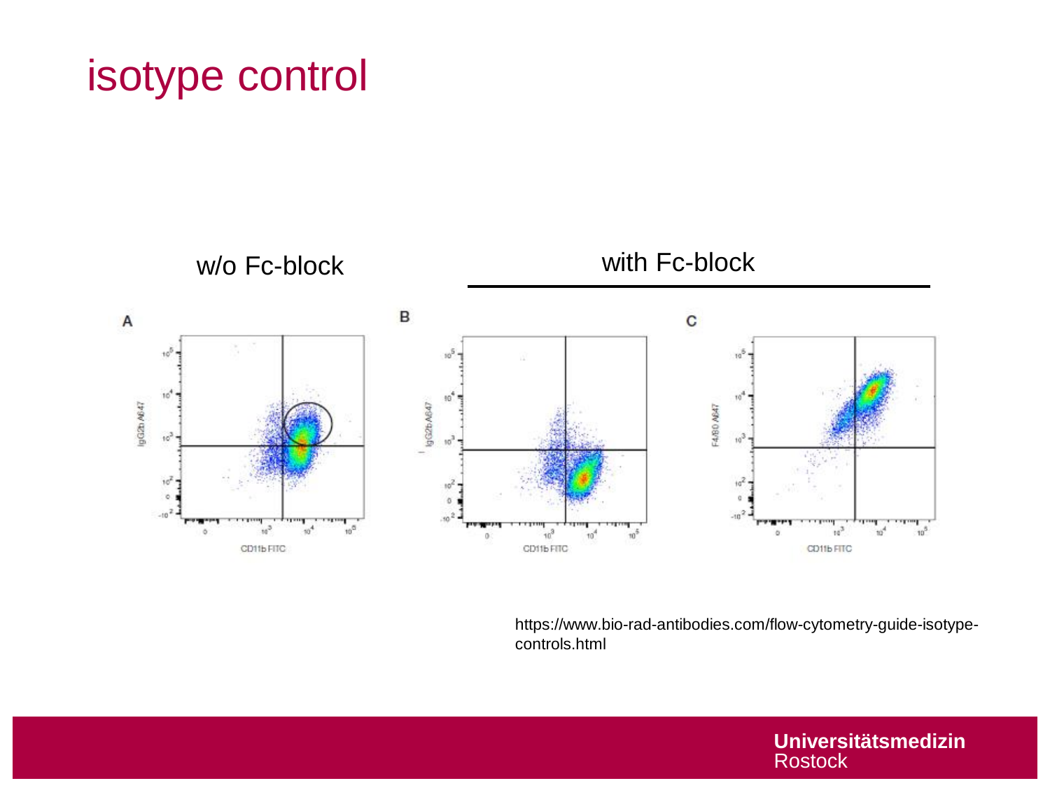# isotype control

w/o Fc-block

with Fc-block

A

B

C

https://www.bio-rad-antibodies.com/flow-cytometry-guide-isotype-controls.html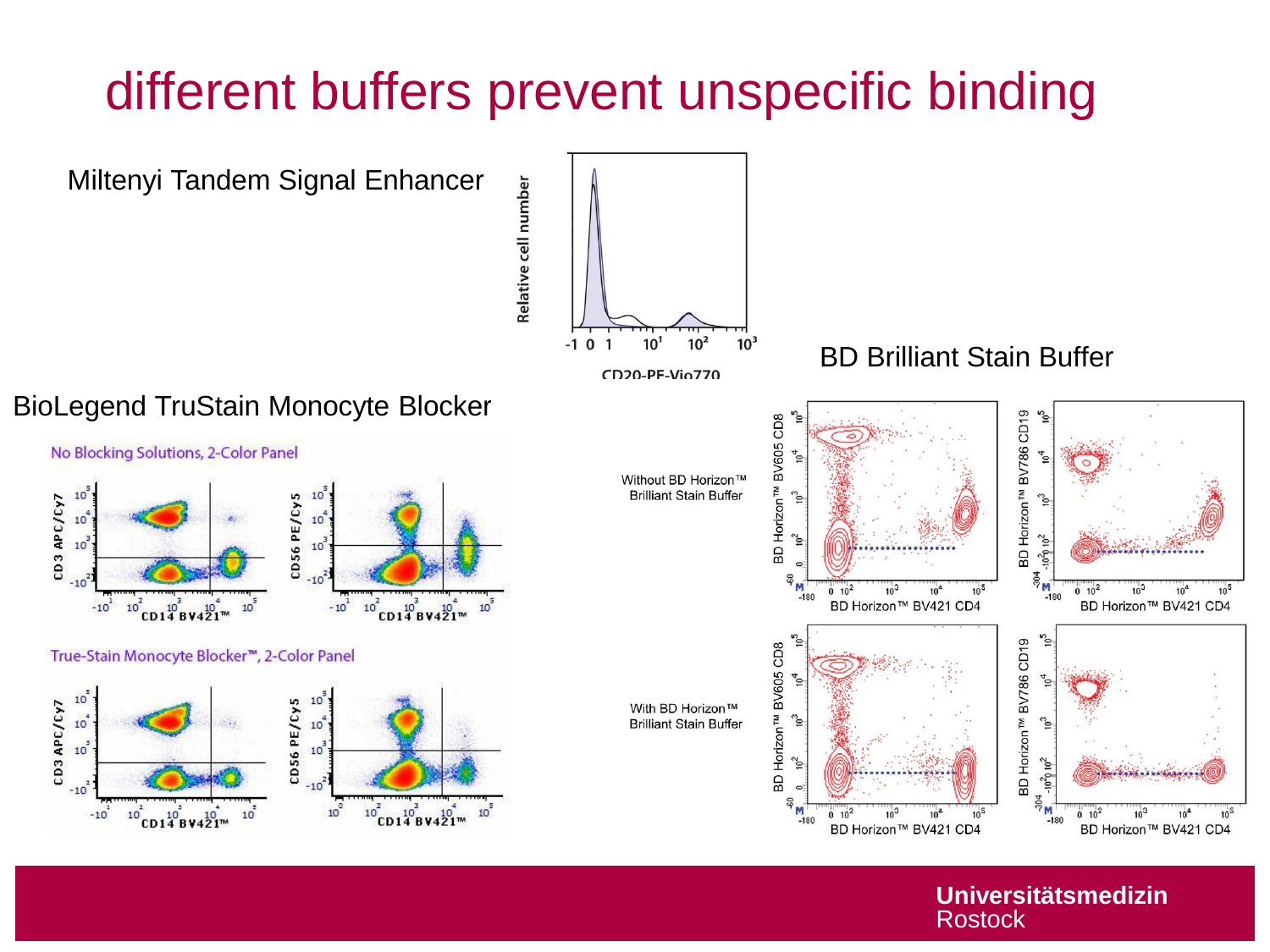# different buffers prevent unspecific binding

Miltenyi Tandem Signal Enhancer

Relative cell number

-1 0 1 $10^1$ $10^2$ $10^3$

CD20-PE-Vio770

BD Brilliant Stain Buffer

BioLegend TruStain Monocyte Blocker

No Blocking Solutions, 2-Color Panel

True-Stain Monocyte Blocker™, 2-Color Panel

CD3 APC/Cy7

CD56 PE/Cy5

CD14 BV421™

Without BD Horizon™ Brilliant Stain Buffer

With BD Horizon™ Brilliant Stain Buffer

BD Horizon™ BV605 CD8

BD Horizon™ BV786 CD19

BD Horizon™ BV421 CD4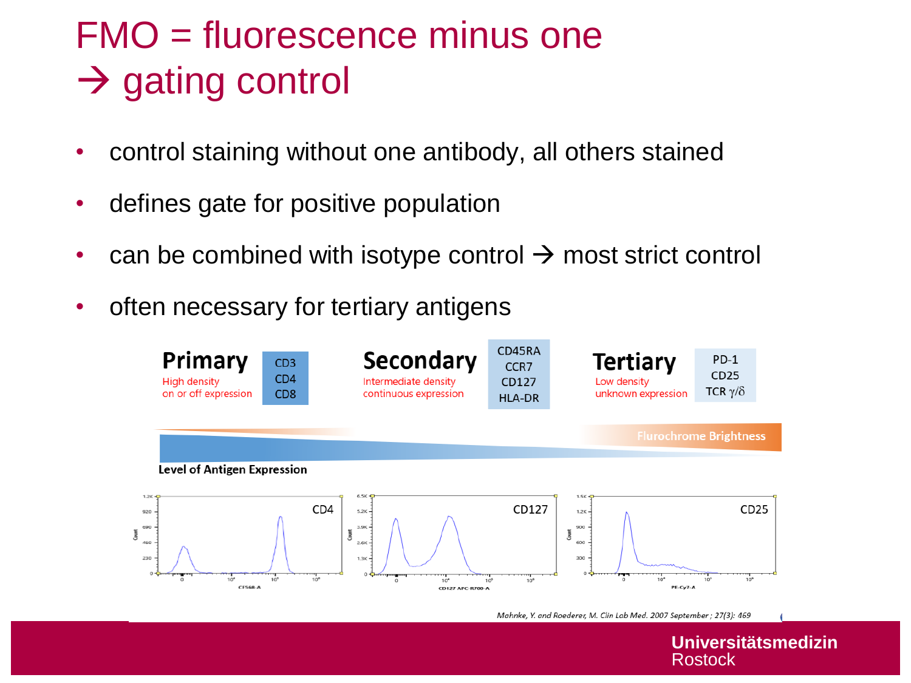# FMO = fluorescence minus one → gating control

- control staining without one antibody, all others stained
- defines gate for positive population
- can be combined with isotype control → most strict control
- often necessary for tertiary antigens

| Primary | Secondary | Tertiary |
|---|---|---|
| High density on or off expression | Intermediate density continuous expression | Low density unknown expression |
| CD3, CD4, CD8 | CD45RA, CCR7, CD127, HLA-DR | PD-1, CD25, TCR γ/δ |

Flurochrome Brightness

Level of Antigen Expression

CD4 | CD127 | CD25

*Mahnke, Y. and Roederer, M. Clin Lab Med. 2007 September ; 27(3): 469*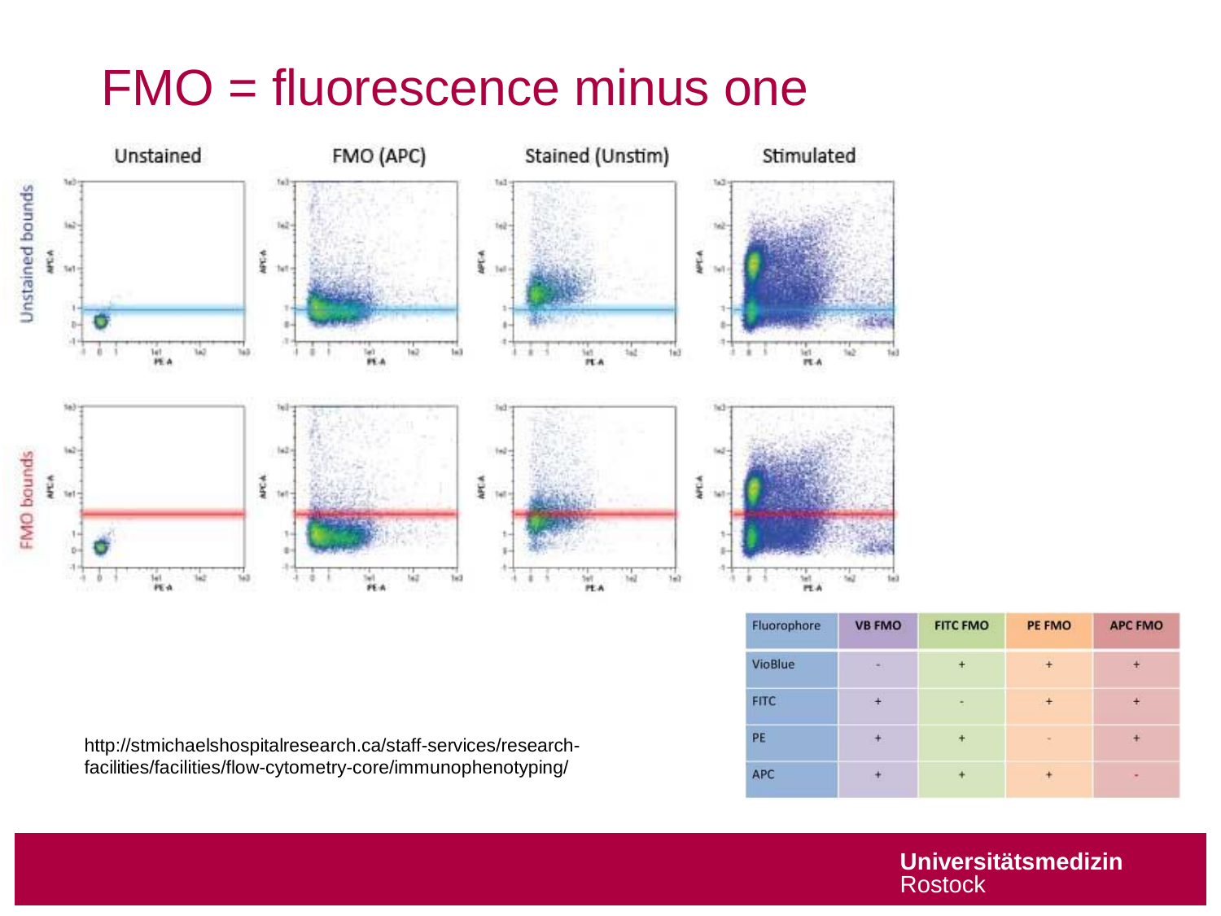# FMO = fluorescence minus one

| Fluorophore | VB FMO | FITC FMO | PE FMO | APC FMO |
| --- | --- | --- | --- | --- |
| VioBlue | - | + | + | + |
| FITC | + | - | + | + |
| PE | + | + | - | + |
| APC | + | + | + | - |

http://stmichaelshospitalresearch.ca/staff-services/research-facilities/facilities/flow-cytometry-core/immunophenotyping/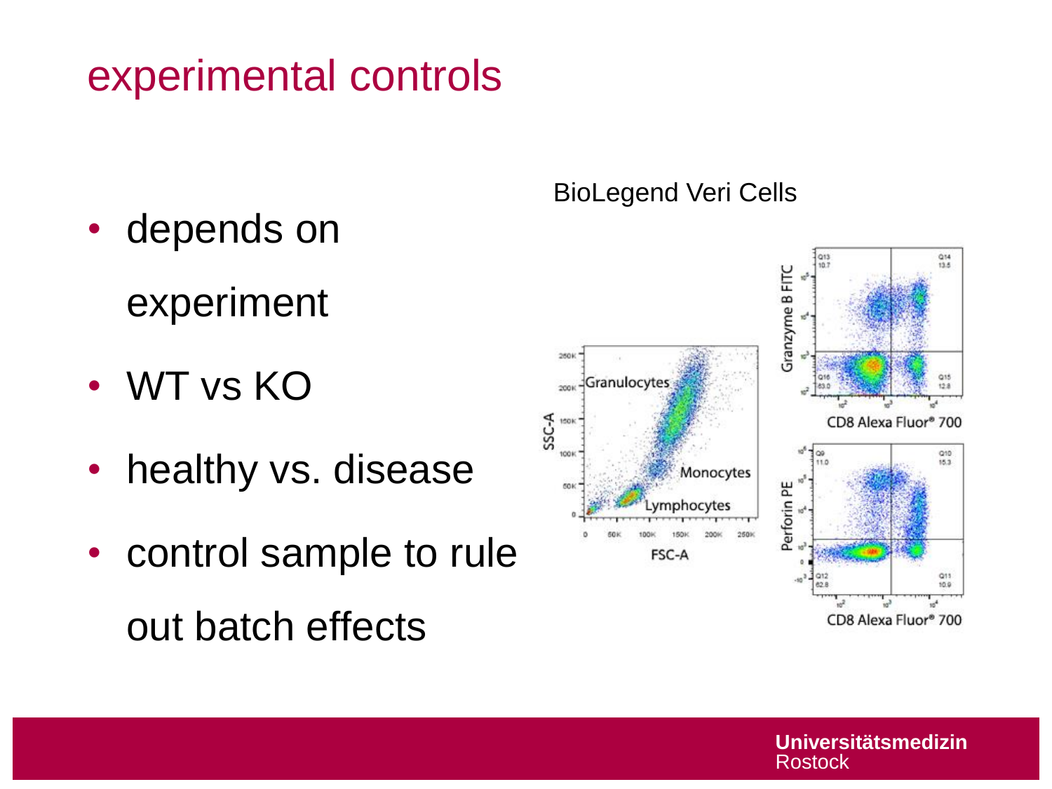# experimental controls

- depends on experiment
- WT vs KO
- healthy vs. disease
- control sample to rule out batch effects

BioLegend Veri Cells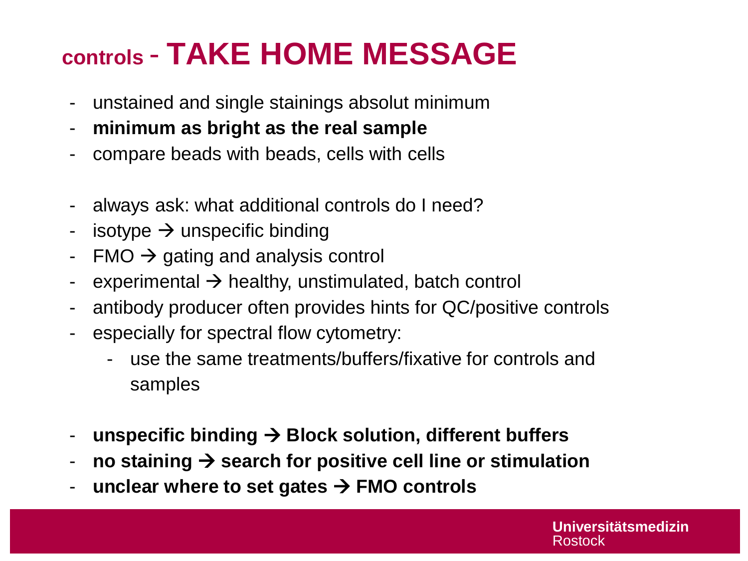# controls - TAKE HOME MESSAGE

- unstained and single stainings absolut minimum
- **minimum as bright as the real sample**
- compare beads with beads, cells with cells

- always ask: what additional controls do I need?
- isotype → unspecific binding
- FMO → gating and analysis control
- experimental → healthy, unstimulated, batch control
- antibody producer often provides hints for QC/positive controls
- especially for spectral flow cytometry:
  - use the same treatments/buffers/fixative for controls and samples

- **unspecific binding → Block solution, different buffers**
- **no staining → search for positive cell line or stimulation**
- **unclear where to set gates → FMO controls**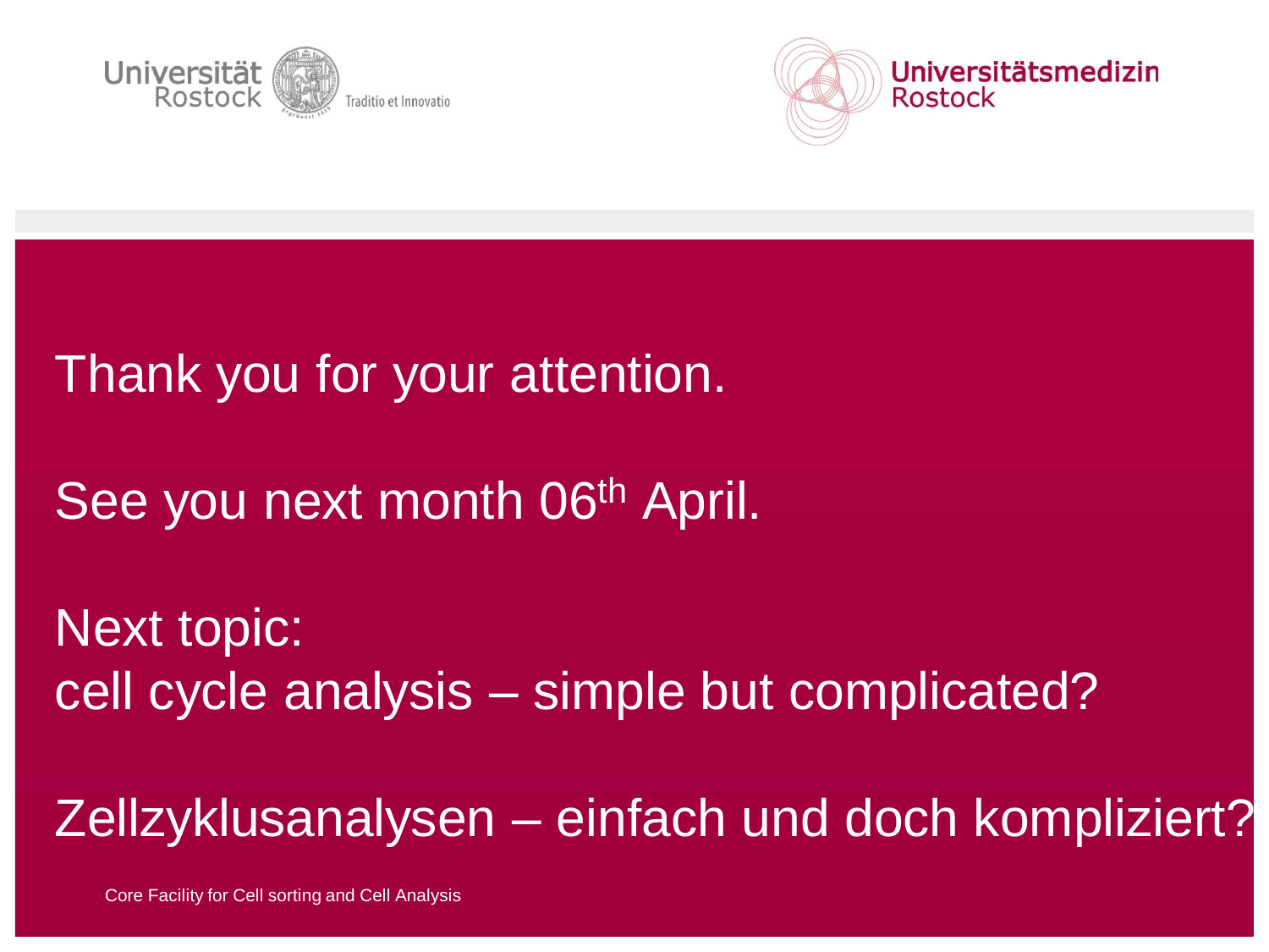Universität Rostock Traditio et Innovatio

Universitätsmedizin Rostock

Thank you for your attention.

See you next month 06th April.

Next topic:
cell cycle analysis – simple but complicated?

Zellzyklusanalysen – einfach und doch kompliziert?

Core Facility for Cell sorting and Cell Analysis